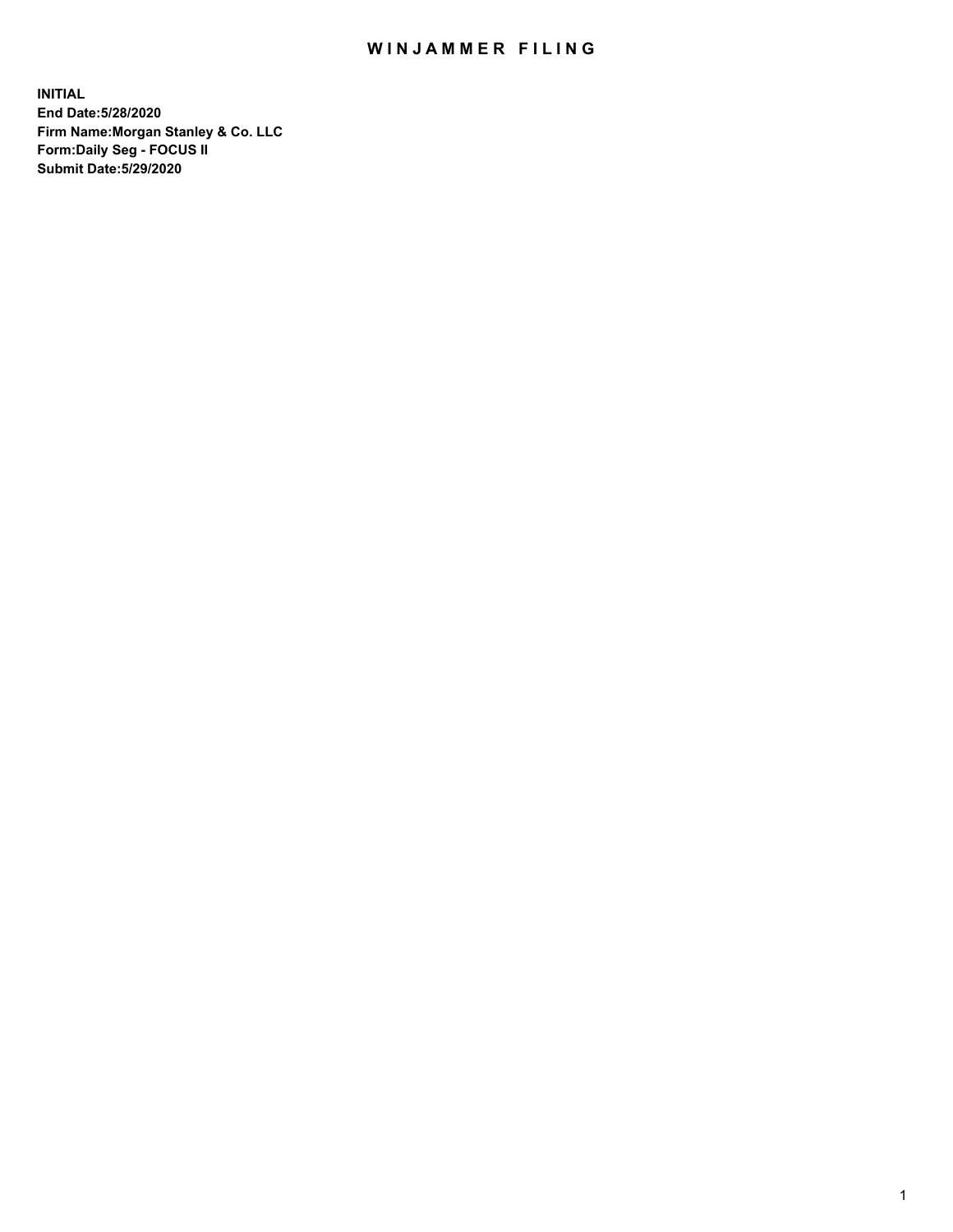# WINJAMMER FILING

**INITIAL**
**End Date:5/28/2020**
**Firm Name:Morgan Stanley & Co. LLC**
**Form:Daily Seg - FOCUS II**
**Submit Date:5/29/2020**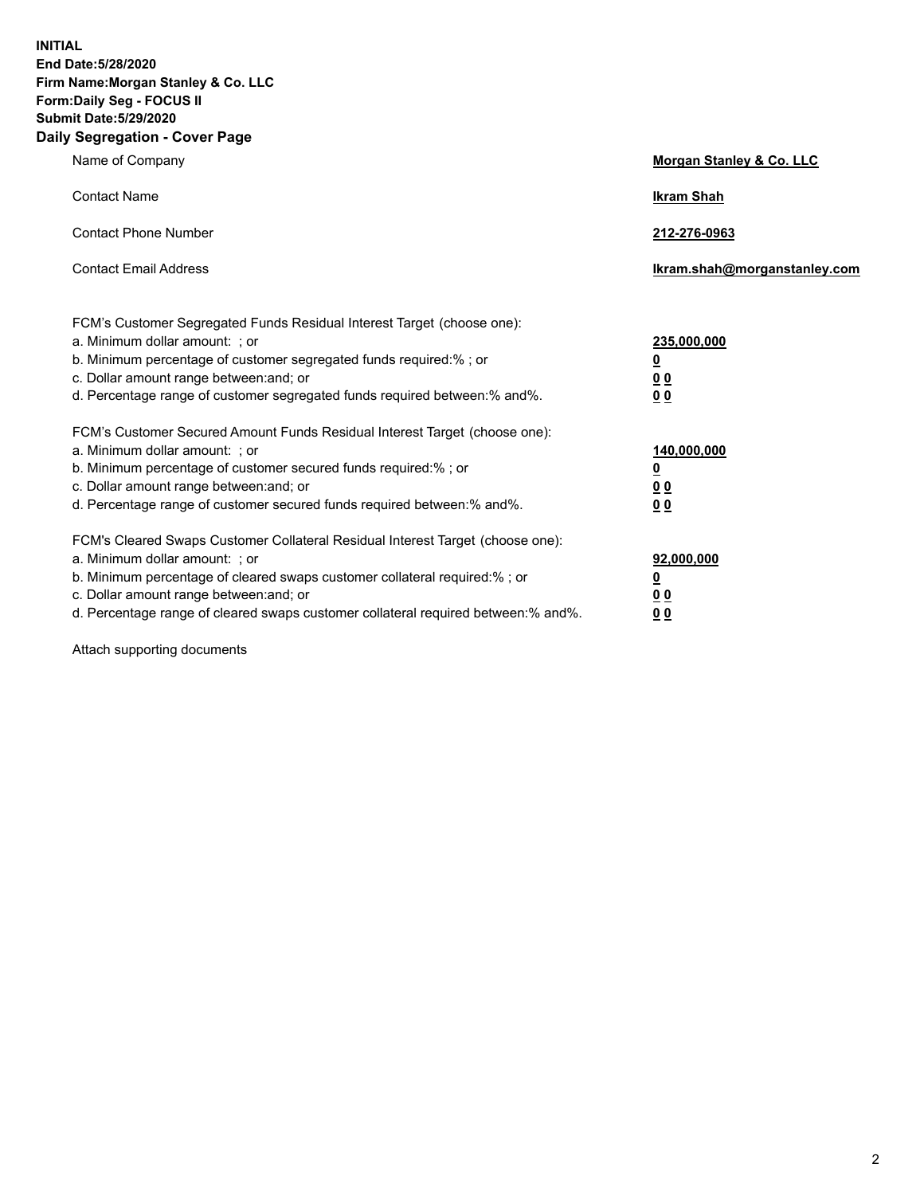**INITIAL**
**End Date:5/28/2020**
**Firm Name:Morgan Stanley & Co. LLC**
**Form:Daily Seg - FOCUS II**
**Submit Date:5/29/2020**

## Daily Segregation - Cover Page

| | |
|---|---|
| Name of Company | **Morgan Stanley & Co. LLC** |
| Contact Name | **Ikram Shah** |
| Contact Phone Number | **212-276-0963** |
| Contact Email Address | **Ikram.shah@morganstanley.com** |

| | |
|---|---|
| FCM's Customer Segregated Funds Residual Interest Target (choose one): | |
| a. Minimum dollar amount: ; or | **235,000,000** |
| b. Minimum percentage of customer segregated funds required:% ; or | **0** |
| c. Dollar amount range between:and; or | **0 0** |
| d. Percentage range of customer segregated funds required between:% and%. | **0 0** |
| FCM's Customer Secured Amount Funds Residual Interest Target (choose one): | |
| a. Minimum dollar amount: ; or | **140,000,000** |
| b. Minimum percentage of customer secured funds required:% ; or | **0** |
| c. Dollar amount range between:and; or | **0 0** |
| d. Percentage range of customer secured funds required between:% and%. | **0 0** |
| FCM's Cleared Swaps Customer Collateral Residual Interest Target (choose one): | |
| a. Minimum dollar amount: ; or | **92,000,000** |
| b. Minimum percentage of cleared swaps customer collateral required:% ; or | **0** |
| c. Dollar amount range between:and; or | **0 0** |
| d. Percentage range of cleared swaps customer collateral required between:% and%. | **0 0** |

Attach supporting documents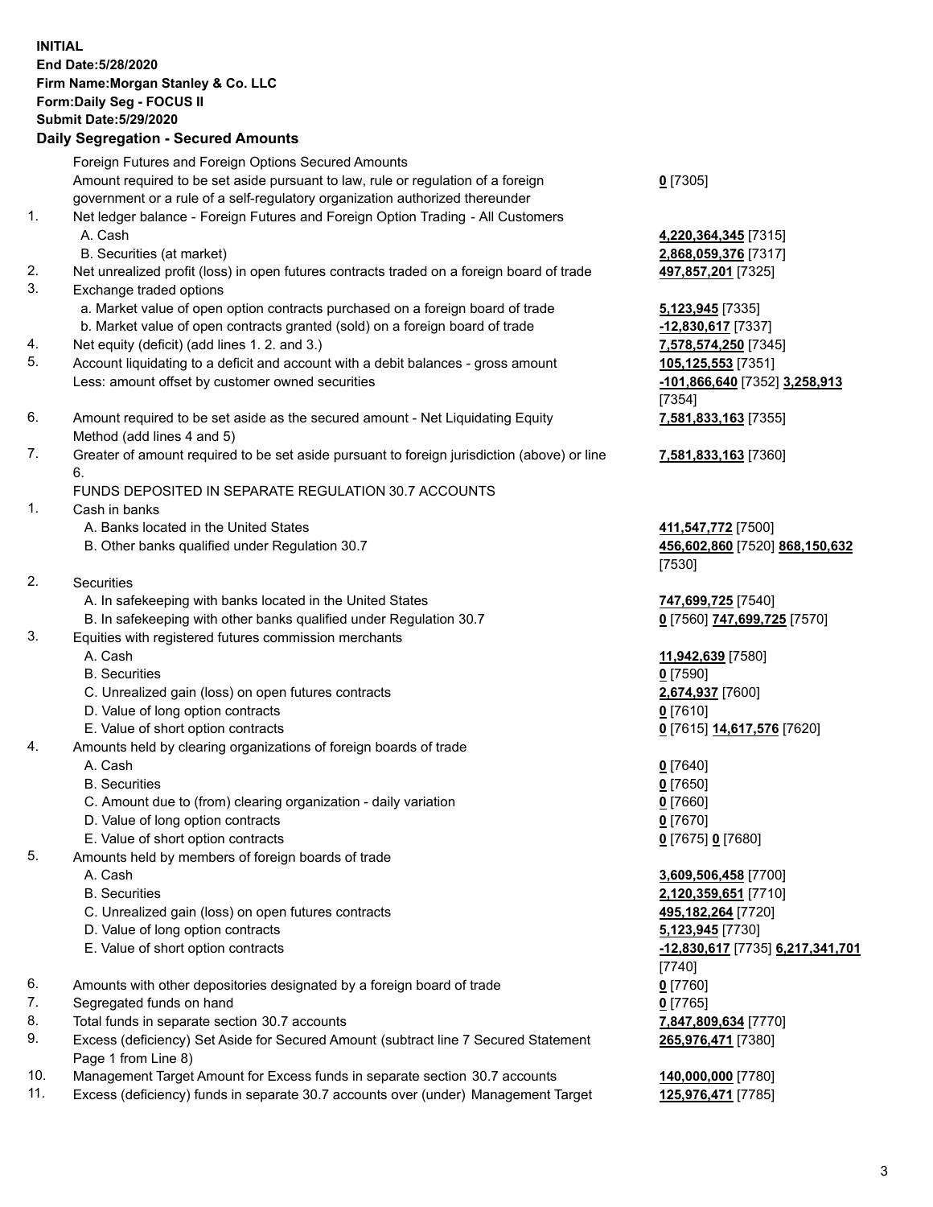**INITIAL**
**End Date:5/28/2020**
**Firm Name:Morgan Stanley & Co. LLC**
**Form:Daily Seg - FOCUS II**
**Submit Date:5/29/2020**

## Daily Segregation - Secured Amounts

| | | |
|---|---|---|
| | Foreign Futures and Foreign Options Secured Amounts | |
| | Amount required to be set aside pursuant to law, rule or regulation of a foreign government or a rule of a self-regulatory organization authorized thereunder | **0** [7305] |
| 1. | Net ledger balance - Foreign Futures and Foreign Option Trading - All Customers | |
| | A. Cash | **4,220,364,345** [7315] |
| | B. Securities (at market) | **2,868,059,376** [7317] |
| 2. | Net unrealized profit (loss) in open futures contracts traded on a foreign board of trade | **497,857,201** [7325] |
| 3. | Exchange traded options | |
| | a. Market value of open option contracts purchased on a foreign board of trade | **5,123,945** [7335] |
| | b. Market value of open contracts granted (sold) on a foreign board of trade | **-12,830,617** [7337] |
| 4. | Net equity (deficit) (add lines 1. 2. and 3.) | **7,578,574,250** [7345] |
| 5. | Account liquidating to a deficit and account with a debit balances - gross amount | **105,125,553** [7351] |
| | Less: amount offset by customer owned securities | **-101,866,640** [7352] **3,258,913** [7354] |
| 6. | Amount required to be set aside as the secured amount - Net Liquidating Equity Method (add lines 4 and 5) | **7,581,833,163** [7355] |
| 7. | Greater of amount required to be set aside pursuant to foreign jurisdiction (above) or line 6. | **7,581,833,163** [7360] |
| | FUNDS DEPOSITED IN SEPARATE REGULATION 30.7 ACCOUNTS | |
| 1. | Cash in banks | |
| | A. Banks located in the United States | **411,547,772** [7500] |
| | B. Other banks qualified under Regulation 30.7 | **456,602,860** [7520] **868,150,632** [7530] |
| 2. | Securities | |
| | A. In safekeeping with banks located in the United States | **747,699,725** [7540] |
| | B. In safekeeping with other banks qualified under Regulation 30.7 | **0** [7560] **747,699,725** [7570] |
| 3. | Equities with registered futures commission merchants | |
| | A. Cash | **11,942,639** [7580] |
| | B. Securities | **0** [7590] |
| | C. Unrealized gain (loss) on open futures contracts | **2,674,937** [7600] |
| | D. Value of long option contracts | **0** [7610] |
| | E. Value of short option contracts | **0** [7615] **14,617,576** [7620] |
| 4. | Amounts held by clearing organizations of foreign boards of trade | |
| | A. Cash | **0** [7640] |
| | B. Securities | **0** [7650] |
| | C. Amount due to (from) clearing organization - daily variation | **0** [7660] |
| | D. Value of long option contracts | **0** [7670] |
| | E. Value of short option contracts | **0** [7675] **0** [7680] |
| 5. | Amounts held by members of foreign boards of trade | |
| | A. Cash | **3,609,506,458** [7700] |
| | B. Securities | **2,120,359,651** [7710] |
| | C. Unrealized gain (loss) on open futures contracts | **495,182,264** [7720] |
| | D. Value of long option contracts | **5,123,945** [7730] |
| | E. Value of short option contracts | **-12,830,617** [7735] **6,217,341,701** [7740] |
| 6. | Amounts with other depositories designated by a foreign board of trade | **0** [7760] |
| 7. | Segregated funds on hand | **0** [7765] |
| 8. | Total funds in separate section 30.7 accounts | **7,847,809,634** [7770] |
| 9. | Excess (deficiency) Set Aside for Secured Amount (subtract line 7 Secured Statement Page 1 from Line 8) | **265,976,471** [7380] |
| 10. | Management Target Amount for Excess funds in separate section 30.7 accounts | **140,000,000** [7780] |
| 11. | Excess (deficiency) funds in separate 30.7 accounts over (under) Management Target | **125,976,471** [7785] |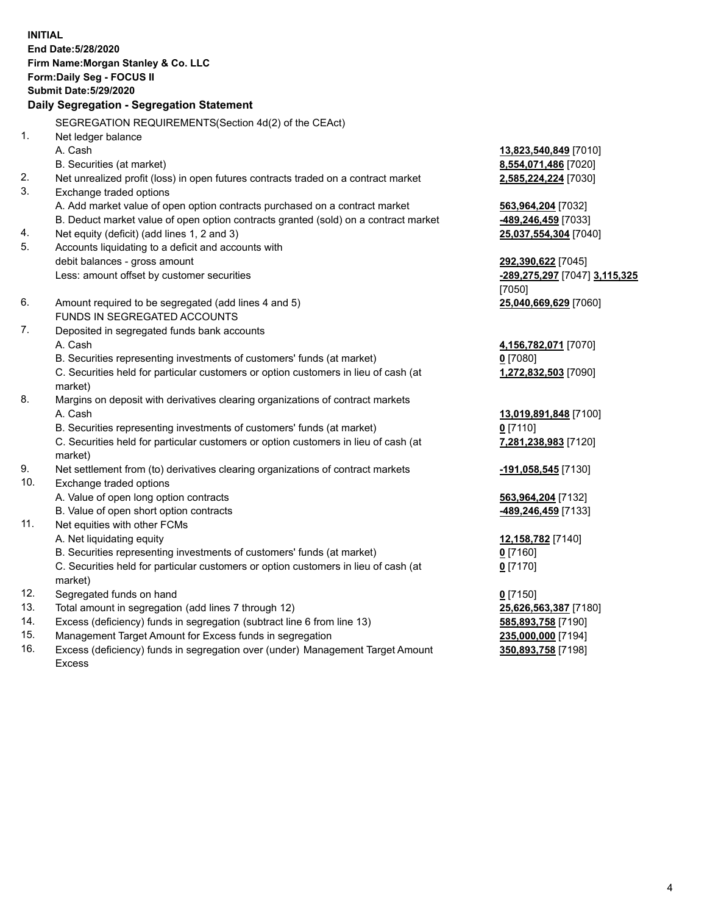**INITIAL**
**End Date:5/28/2020**
**Firm Name:Morgan Stanley & Co. LLC**
**Form:Daily Seg - FOCUS II**
**Submit Date:5/29/2020**

## Daily Segregation - Segregation Statement

| | | |
|---|---|---|
| | SEGREGATION REQUIREMENTS(Section 4d(2) of the CEAct) | |
| 1. | Net ledger balance | |
| | A. Cash | **13,823,540,849** [7010] |
| | B. Securities (at market) | **8,554,071,486** [7020] |
| 2. | Net unrealized profit (loss) in open futures contracts traded on a contract market | **2,585,224,224** [7030] |
| 3. | Exchange traded options | |
| | A. Add market value of open option contracts purchased on a contract market | **563,964,204** [7032] |
| | B. Deduct market value of open option contracts granted (sold) on a contract market | **-489,246,459** [7033] |
| 4. | Net equity (deficit) (add lines 1, 2 and 3) | **25,037,554,304** [7040] |
| 5. | Accounts liquidating to a deficit and accounts with debit balances - gross amount | **292,390,622** [7045] |
| | Less: amount offset by customer securities | **-289,275,297** [7047] **3,115,325** [7050] |
| 6. | Amount required to be segregated (add lines 4 and 5) | **25,040,669,629** [7060] |
| | FUNDS IN SEGREGATED ACCOUNTS | |
| 7. | Deposited in segregated funds bank accounts | |
| | A. Cash | **4,156,782,071** [7070] |
| | B. Securities representing investments of customers' funds (at market) | **0** [7080] |
| | C. Securities held for particular customers or option customers in lieu of cash (at market) | **1,272,832,503** [7090] |
| 8. | Margins on deposit with derivatives clearing organizations of contract markets | |
| | A. Cash | **13,019,891,848** [7100] |
| | B. Securities representing investments of customers' funds (at market) | **0** [7110] |
| | C. Securities held for particular customers or option customers in lieu of cash (at market) | **7,281,238,983** [7120] |
| 9. | Net settlement from (to) derivatives clearing organizations of contract markets | **-191,058,545** [7130] |
| 10. | Exchange traded options | |
| | A. Value of open long option contracts | **563,964,204** [7132] |
| | B. Value of open short option contracts | **-489,246,459** [7133] |
| 11. | Net equities with other FCMs | |
| | A. Net liquidating equity | **12,158,782** [7140] |
| | B. Securities representing investments of customers' funds (at market) | **0** [7160] |
| | C. Securities held for particular customers or option customers in lieu of cash (at market) | **0** [7170] |
| 12. | Segregated funds on hand | **0** [7150] |
| 13. | Total amount in segregation (add lines 7 through 12) | **25,626,563,387** [7180] |
| 14. | Excess (deficiency) funds in segregation (subtract line 6 from line 13) | **585,893,758** [7190] |
| 15. | Management Target Amount for Excess funds in segregation | **235,000,000** [7194] |
| 16. | Excess (deficiency) funds in segregation over (under) Management Target Amount Excess | **350,893,758** [7198] |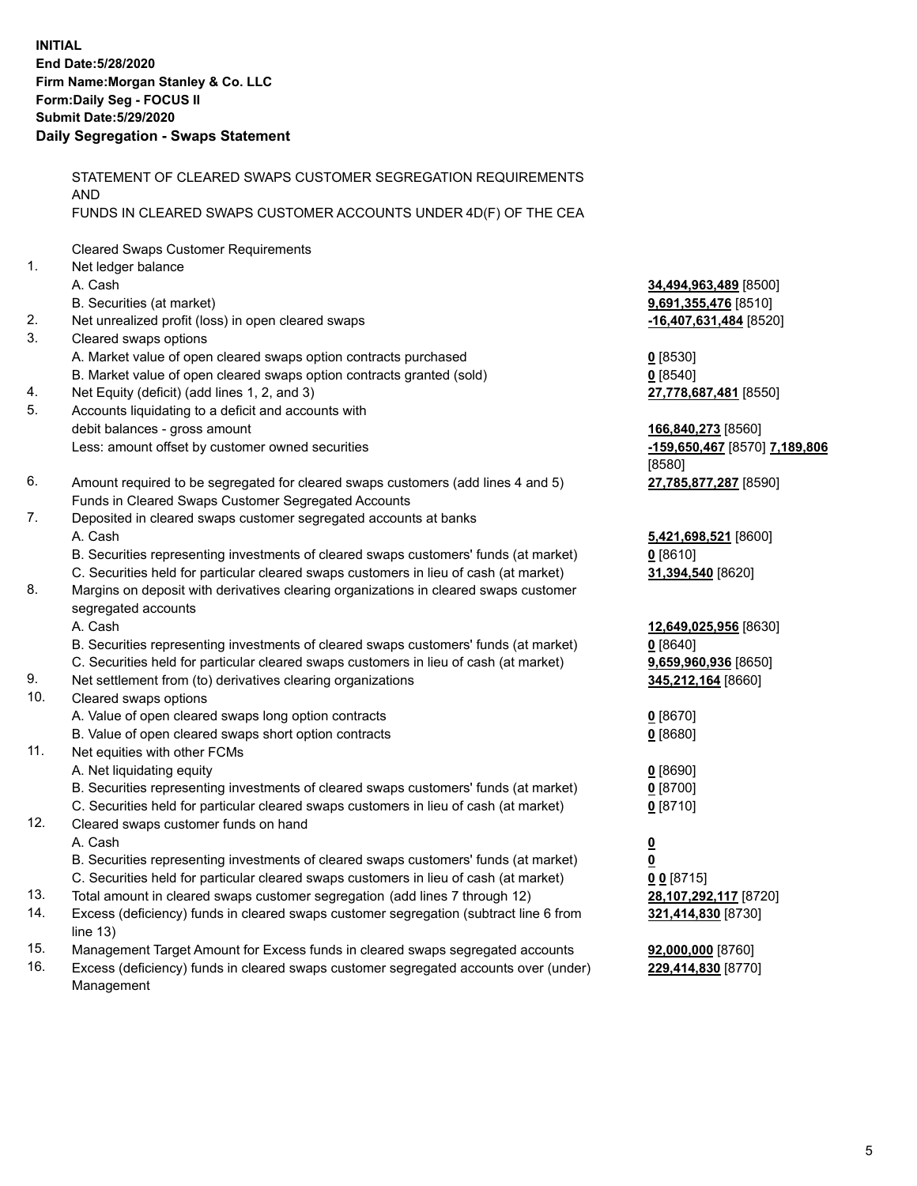**INITIAL**
**End Date:5/28/2020**
**Firm Name:Morgan Stanley & Co. LLC**
**Form:Daily Seg - FOCUS II**
**Submit Date:5/29/2020**
**Daily Segregation - Swaps Statement**

STATEMENT OF CLEARED SWAPS CUSTOMER SEGREGATION REQUIREMENTS AND FUNDS IN CLEARED SWAPS CUSTOMER ACCOUNTS UNDER 4D(F) OF THE CEA

| | | |
|---|---|---|
| | Cleared Swaps Customer Requirements | |
| 1. | Net ledger balance | |
| | A. Cash | **34,494,963,489** [8500] |
| | B. Securities (at market) | **9,691,355,476** [8510] |
| 2. | Net unrealized profit (loss) in open cleared swaps | **-16,407,631,484** [8520] |
| 3. | Cleared swaps options | |
| | A. Market value of open cleared swaps option contracts purchased | **0** [8530] |
| | B. Market value of open cleared swaps option contracts granted (sold) | **0** [8540] |
| 4. | Net Equity (deficit) (add lines 1, 2, and 3) | **27,778,687,481** [8550] |
| 5. | Accounts liquidating to a deficit and accounts with debit balances - gross amount | **166,840,273** [8560] |
| | Less: amount offset by customer owned securities | **-159,650,467** [8570] **7,189,806** [8580] |
| 6. | Amount required to be segregated for cleared swaps customers (add lines 4 and 5) | **27,785,877,287** [8590] |
| | Funds in Cleared Swaps Customer Segregated Accounts | |
| 7. | Deposited in cleared swaps customer segregated accounts at banks | |
| | A. Cash | **5,421,698,521** [8600] |
| | B. Securities representing investments of cleared swaps customers' funds (at market) | **0** [8610] |
| | C. Securities held for particular cleared swaps customers in lieu of cash (at market) | **31,394,540** [8620] |
| 8. | Margins on deposit with derivatives clearing organizations in cleared swaps customer segregated accounts | |
| | A. Cash | **12,649,025,956** [8630] |
| | B. Securities representing investments of cleared swaps customers' funds (at market) | **0** [8640] |
| | C. Securities held for particular cleared swaps customers in lieu of cash (at market) | **9,659,960,936** [8650] |
| 9. | Net settlement from (to) derivatives clearing organizations | **345,212,164** [8660] |
| 10. | Cleared swaps options | |
| | A. Value of open cleared swaps long option contracts | **0** [8670] |
| | B. Value of open cleared swaps short option contracts | **0** [8680] |
| 11. | Net equities with other FCMs | |
| | A. Net liquidating equity | **0** [8690] |
| | B. Securities representing investments of cleared swaps customers' funds (at market) | **0** [8700] |
| | C. Securities held for particular cleared swaps customers in lieu of cash (at market) | **0** [8710] |
| 12. | Cleared swaps customer funds on hand | |
| | A. Cash | **0** |
| | B. Securities representing investments of cleared swaps customers' funds (at market) | **0** |
| | C. Securities held for particular cleared swaps customers in lieu of cash (at market) | **0** **0** [8715] |
| 13. | Total amount in cleared swaps customer segregation (add lines 7 through 12) | **28,107,292,117** [8720] |
| 14. | Excess (deficiency) funds in cleared swaps customer segregation (subtract line 6 from line 13) | **321,414,830** [8730] |
| 15. | Management Target Amount for Excess funds in cleared swaps segregated accounts | **92,000,000** [8760] |
| 16. | Excess (deficiency) funds in cleared swaps customer segregated accounts over (under) Management | **229,414,830** [8770] |